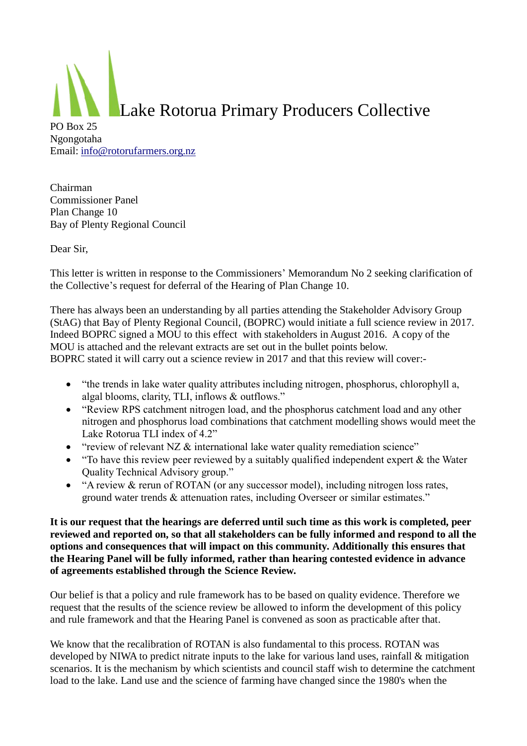# Lake Rotorua Primary Producers Collective

PO Box 25
Ngongotaha
Email: info@rotorufarmers.org.nz

Chairman
Commissioner Panel
Plan Change 10
Bay of Plenty Regional Council

Dear Sir,

This letter is written in response to the Commissioners' Memorandum No 2 seeking clarification of the Collective's request for deferral of the Hearing of Plan Change 10.

There has always been an understanding by all parties attending the Stakeholder Advisory Group (StAG) that Bay of Plenty Regional Council, (BOPRC) would initiate a full science review in 2017. Indeed BOPRC signed a MOU to this effect with stakeholders in August 2016. A copy of the MOU is attached and the relevant extracts are set out in the bullet points below.
BOPRC stated it will carry out a science review in 2017 and that this review will cover:-

- "the trends in lake water quality attributes including nitrogen, phosphorus, chlorophyll a, algal blooms, clarity, TLI, inflows & outflows."
- "Review RPS catchment nitrogen load, and the phosphorus catchment load and any other nitrogen and phosphorus load combinations that catchment modelling shows would meet the Lake Rotorua TLI index of 4.2"
- "review of relevant NZ & international lake water quality remediation science"
- "To have this review peer reviewed by a suitably qualified independent expert & the Water Quality Technical Advisory group."
- "A review & rerun of ROTAN (or any successor model), including nitrogen loss rates, ground water trends & attenuation rates, including Overseer or similar estimates."

**It is our request that the hearings are deferred until such time as this work is completed, peer reviewed and reported on, so that all stakeholders can be fully informed and respond to all the options and consequences that will impact on this community. Additionally this ensures that the Hearing Panel will be fully informed, rather than hearing contested evidence in advance of agreements established through the Science Review.**

Our belief is that a policy and rule framework has to be based on quality evidence. Therefore we request that the results of the science review be allowed to inform the development of this policy and rule framework and that the Hearing Panel is convened as soon as practicable after that.

We know that the recalibration of ROTAN is also fundamental to this process. ROTAN was developed by NIWA to predict nitrate inputs to the lake for various land uses, rainfall & mitigation scenarios. It is the mechanism by which scientists and council staff wish to determine the catchment load to the lake. Land use and the science of farming have changed since the 1980's when the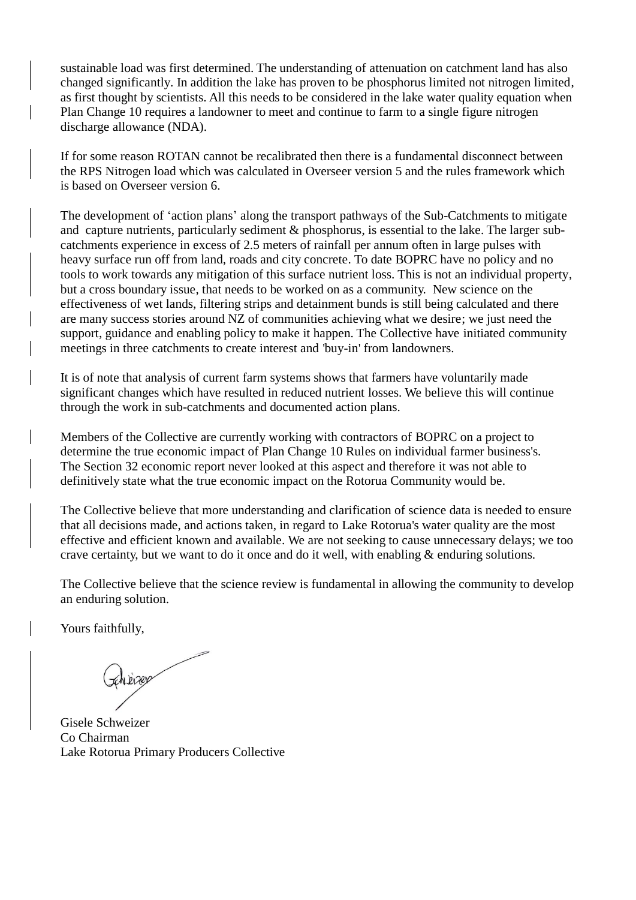sustainable load was first determined. The understanding of attenuation on catchment land has also changed significantly. In addition the lake has proven to be phosphorus limited not nitrogen limited, as first thought by scientists. All this needs to be considered in the lake water quality equation when Plan Change 10 requires a landowner to meet and continue to farm to a single figure nitrogen discharge allowance (NDA).

If for some reason ROTAN cannot be recalibrated then there is a fundamental disconnect between the RPS Nitrogen load which was calculated in Overseer version 5 and the rules framework which is based on Overseer version 6.

The development of 'action plans' along the transport pathways of the Sub-Catchments to mitigate and capture nutrients, particularly sediment & phosphorus, is essential to the lake. The larger sub-catchments experience in excess of 2.5 meters of rainfall per annum often in large pulses with heavy surface run off from land, roads and city concrete. To date BOPRC have no policy and no tools to work towards any mitigation of this surface nutrient loss. This is not an individual property, but a cross boundary issue, that needs to be worked on as a community. New science on the effectiveness of wet lands, filtering strips and detainment bunds is still being calculated and there are many success stories around NZ of communities achieving what we desire; we just need the support, guidance and enabling policy to make it happen. The Collective have initiated community meetings in three catchments to create interest and 'buy-in' from landowners.

It is of note that analysis of current farm systems shows that farmers have voluntarily made significant changes which have resulted in reduced nutrient losses. We believe this will continue through the work in sub-catchments and documented action plans.

Members of the Collective are currently working with contractors of BOPRC on a project to determine the true economic impact of Plan Change 10 Rules on individual farmer business's. The Section 32 economic report never looked at this aspect and therefore it was not able to definitively state what the true economic impact on the Rotorua Community would be.

The Collective believe that more understanding and clarification of science data is needed to ensure that all decisions made, and actions taken, in regard to Lake Rotorua's water quality are the most effective and efficient known and available. We are not seeking to cause unnecessary delays; we too crave certainty, but we want to do it once and do it well, with enabling & enduring solutions.

The Collective believe that the science review is fundamental in allowing the community to develop an enduring solution.

Yours faithfully,

Gisele Schweizer
Co Chairman
Lake Rotorua Primary Producers Collective